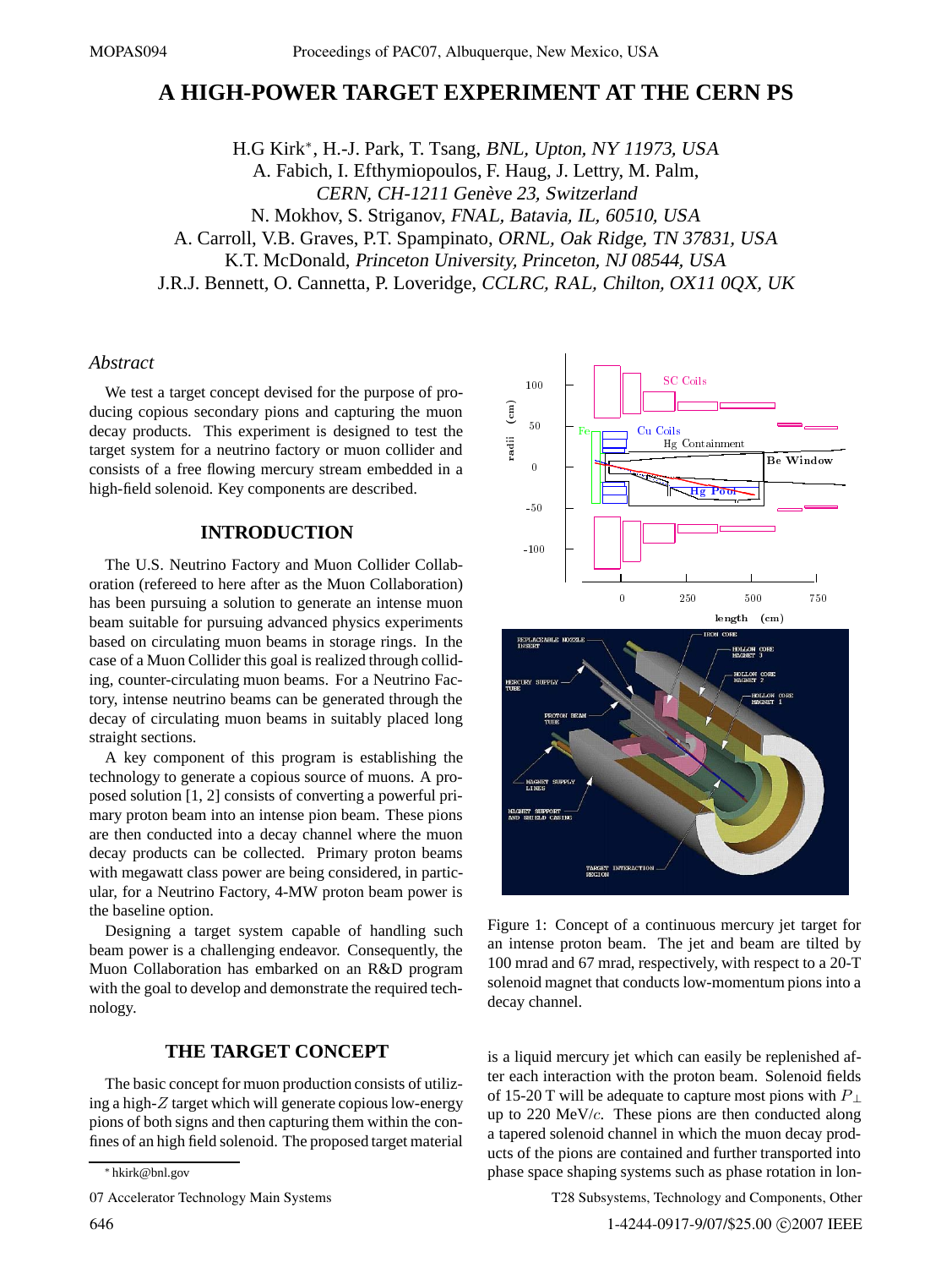// A HIGH-POWER TARGET EXPERIMENT AT THE CERN PS

H.G Kirk*, H.-J. Park, T. Tsang, *BNL, Upton, NY 11973, USA*
A. Fabich, I. Efthymiopoulos, F. Haug, J. Lettry, M. Palm, *CERN, CH-1211 Genève 23, Switzerland*
N. Mokhov, S. Striganov, *FNAL, Batavia, IL, 60510, USA*
A. Carroll, V.B. Graves, P.T. Spampinato, *ORNL, Oak Ridge, TN 37831, USA*
K.T. McDonald, *Princeton University, Princeton, NJ 08544, USA*
J.R.J. Bennett, O. Cannetta, P. Loveridge, *CCLRC, RAL, Chilton, OX11 0QX, UK*

## *Abstract*

We test a target concept devised for the purpose of producing copious secondary pions and capturing the muon decay products. This experiment is designed to test the target system for a neutrino factory or muon collider and consists of a free flowing mercury stream embedded in a high-field solenoid. Key components are described.

## INTRODUCTION

The U.S. Neutrino Factory and Muon Collider Collaboration (refereed to here after as the Muon Collaboration) has been pursuing a solution to generate an intense muon beam suitable for pursuing advanced physics experiments based on circulating muon beams in storage rings. In the case of a Muon Collider this goal is realized through colliding, counter-circulating muon beams. For a Neutrino Factory, intense neutrino beams can be generated through the decay of circulating muon beams in suitably placed long straight sections.

A key component of this program is establishing the technology to generate a copious source of muons. A proposed solution [1, 2] consists of converting a powerful primary proton beam into an intense pion beam. These pions are then conducted into a decay channel where the muon decay products can be collected. Primary proton beams with megawatt class power are being considered, in particular, for a Neutrino Factory, 4-MW proton beam power is the baseline option.

Designing a target system capable of handling such beam power is a challenging endeavor. Consequently, the Muon Collaboration has embarked on an R&D program with the goal to develop and demonstrate the required technology.

## THE TARGET CONCEPT

The basic concept for muon production consists of utilizing a high-$Z$ target which will generate copious low-energy pions of both signs and then capturing them within the confines of an high field solenoid. The proposed target material is a liquid mercury jet which can easily be replenished after each interaction with the proton beam. Solenoid fields of 15-20 T will be adequate to capture most pions with $P_\perp$ up to 220 MeV/$c$. These pions are then conducted along a tapered solenoid channel in which the muon decay products of the pions are contained and further transported into phase space shaping systems such as phase rotation in lon-

Figure 1: Concept of a continuous mercury jet target for an intense proton beam. The jet and beam are tilted by 100 mrad and 67 mrad, respectively, with respect to a 20-T solenoid magnet that conducts low-momentum pions into a decay channel.

* hkirk@bnl.gov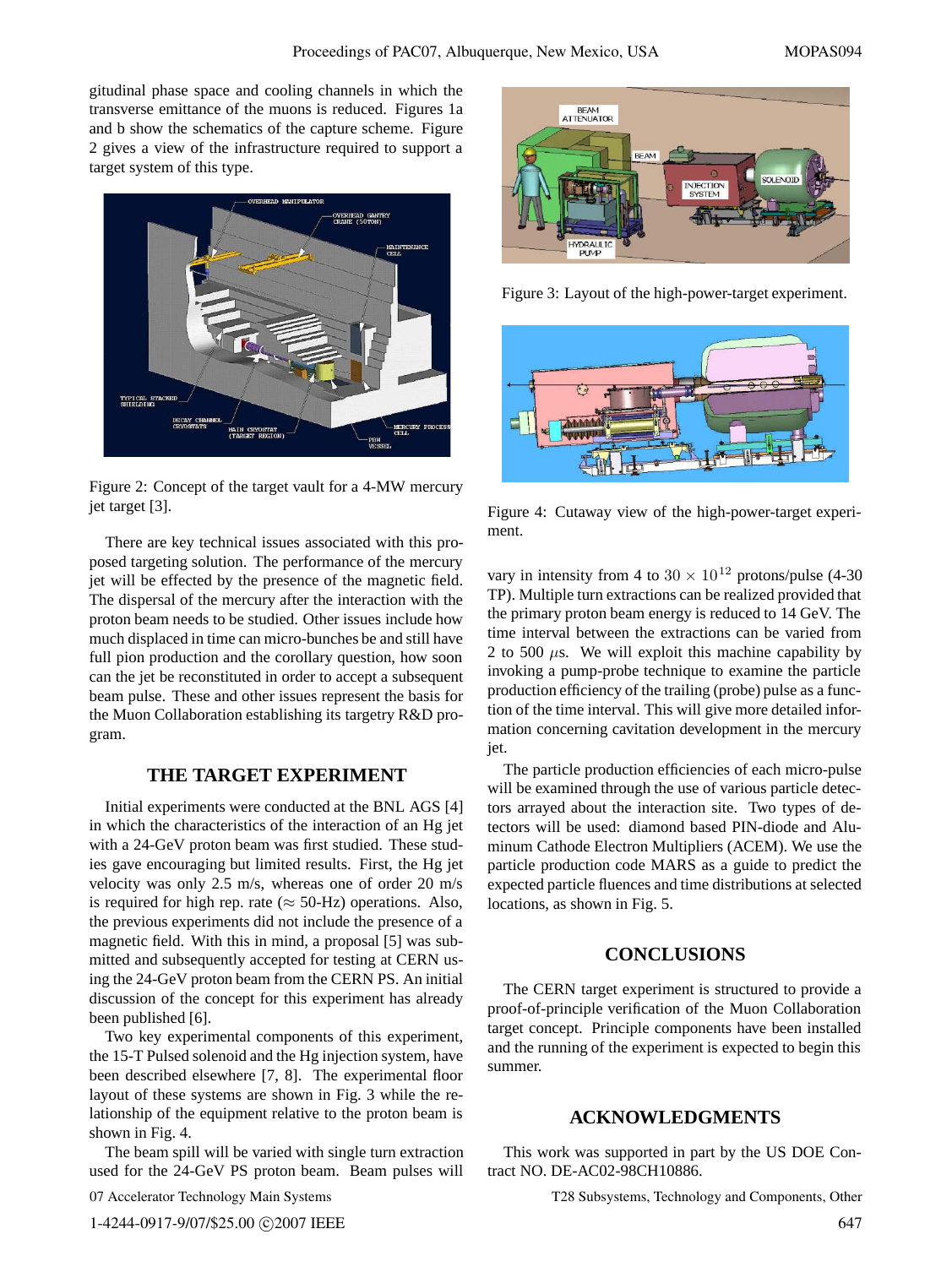gitudinal phase space and cooling channels in which the transverse emittance of the muons is reduced. Figures 1a and b show the schematics of the capture scheme. Figure 2 gives a view of the infrastructure required to support a target system of this type.

Figure 2: Concept of the target vault for a 4-MW mercury jet target [3].

There are key technical issues associated with this proposed targeting solution. The performance of the mercury jet will be effected by the presence of the magnetic field. The dispersal of the mercury after the interaction with the proton beam needs to be studied. Other issues include how much displaced in time can micro-bunches be and still have full pion production and the corollary question, how soon can the jet be reconstituted in order to accept a subsequent beam pulse. These and other issues represent the basis for the Muon Collaboration establishing its targetry R&D program.

## THE TARGET EXPERIMENT

Initial experiments were conducted at the BNL AGS [4] in which the characteristics of the interaction of an Hg jet with a 24-GeV proton beam was first studied. These studies gave encouraging but limited results. First, the Hg jet velocity was only 2.5 m/s, whereas one of order 20 m/s is required for high rep. rate ($\approx$ 50-Hz) operations. Also, the previous experiments did not include the presence of a magnetic field. With this in mind, a proposal [5] was submitted and subsequently accepted for testing at CERN using the 24-GeV proton beam from the CERN PS. An initial discussion of the concept for this experiment has already been published [6].

Two key experimental components of this experiment, the 15-T Pulsed solenoid and the Hg injection system, have been described elsewhere [7, 8]. The experimental floor layout of these systems are shown in Fig. 3 while the relationship of the equipment relative to the proton beam is shown in Fig. 4.

The beam spill will be varied with single turn extraction used for the 24-GeV PS proton beam. Beam pulses will vary in intensity from 4 to $30 \times 10^{12}$ protons/pulse (4-30 TP). Multiple turn extractions can be realized provided that the primary proton beam energy is reduced to 14 GeV. The time interval between the extractions can be varied from 2 to 500 $\mu$s. We will exploit this machine capability by invoking a pump-probe technique to examine the particle production efficiency of the trailing (probe) pulse as a function of the time interval. This will give more detailed information concerning cavitation development in the mercury jet.

Figure 3: Layout of the high-power-target experiment.

Figure 4: Cutaway view of the high-power-target experiment.

The particle production efficiencies of each micro-pulse will be examined through the use of various particle detectors arrayed about the interaction site. Two types of detectors will be used: diamond based PIN-diode and Aluminum Cathode Electron Multipliers (ACEM). We use the particle production code MARS as a guide to predict the expected particle fluences and time distributions at selected locations, as shown in Fig. 5.

## CONCLUSIONS

The CERN target experiment is structured to provide a proof-of-principle verification of the Muon Collaboration target concept. Principle components have been installed and the running of the experiment is expected to begin this summer.

## ACKNOWLEDGMENTS

This work was supported in part by the US DOE Contract NO. DE-AC02-98CH10886.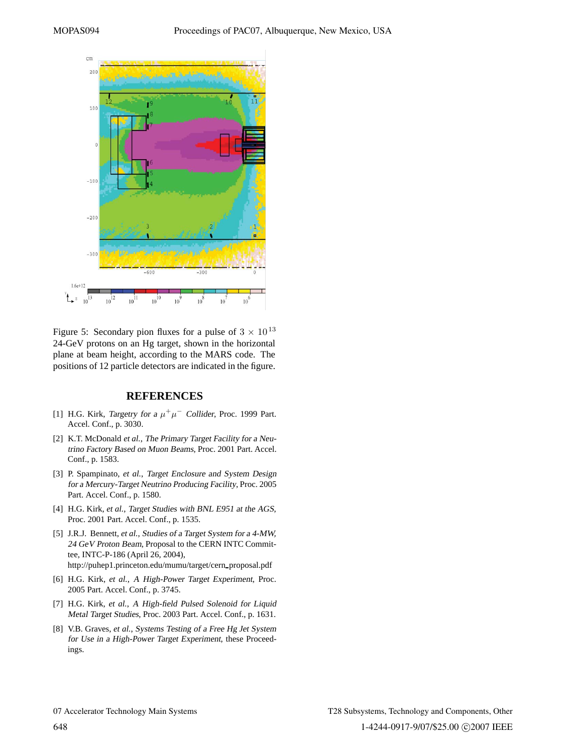cm

200

100

0

-100

-200

-300

-600

-300

0

12

9

8

7

6

5

4

3

2

1

10

11

1.6e+12

$10^{13}$ $10^{12}$ $10^{11}$ $10^{10}$ $10^{9}$ $10^{8}$ $10^{7}$ $10^{6}$

Figure 5: Secondary pion fluxes for a pulse of $3 \times 10^{13}$ 24-GeV protons on an Hg target, shown in the horizontal plane at beam height, according to the MARS code. The positions of 12 particle detectors are indicated in the figure.

## REFERENCES

[1] H.G. Kirk, *Targetry for a $\mu^+\mu^-$ Collider*, Proc. 1999 Part. Accel. Conf., p. 3030.

[2] K.T. McDonald *et al.*, *The Primary Target Facility for a Neutrino Factory Based on Muon Beams*, Proc. 2001 Part. Accel. Conf., p. 1583.

[3] P. Spampinato, *et al.*, *Target Enclosure and System Design for a Mercury-Target Neutrino Producing Facility*, Proc. 2005 Part. Accel. Conf., p. 1580.

[4] H.G. Kirk, *et al.*, *Target Studies with BNL E951 at the AGS*, Proc. 2001 Part. Accel. Conf., p. 1535.

[5] J.R.J. Bennett, *et al.*, *Studies of a Target System for a 4-MW, 24 GeV Proton Beam*, Proposal to the CERN INTC Committee, INTC-P-186 (April 26, 2004), http://puhep1.princeton.edu/mumu/target/cern_proposal.pdf

[6] H.G. Kirk, *et al.*, *A High-Power Target Experiment*, Proc. 2005 Part. Accel. Conf., p. 3745.

[7] H.G. Kirk, *et al.*, *A High-field Pulsed Solenoid for Liquid Metal Target Studies*, Proc. 2003 Part. Accel. Conf., p. 1631.

[8] V.B. Graves, *et al.*, *Systems Testing of a Free Hg Jet System for Use in a High-Power Target Experiment*, these Proceedings.